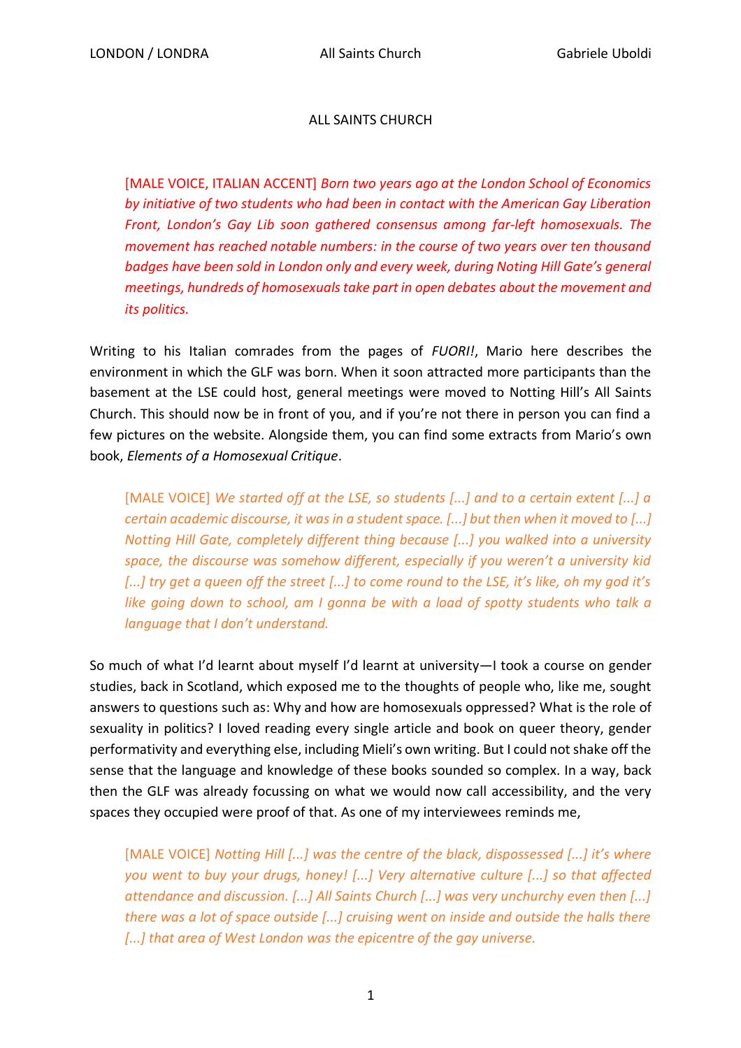# ALL SAINTS CHURCH

> [MALE VOICE, ITALIAN ACCENT] *Born two years ago at the London School of Economics by initiative of two students who had been in contact with the American Gay Liberation Front, London's Gay Lib soon gathered consensus among far-left homosexuals. The movement has reached notable numbers: in the course of two years over ten thousand badges have been sold in London only and every week, during Noting Hill Gate's general meetings, hundreds of homosexuals take part in open debates about the movement and its politics.*

Writing to his Italian comrades from the pages of *FUORI!*, Mario here describes the environment in which the GLF was born. When it soon attracted more participants than the basement at the LSE could host, general meetings were moved to Notting Hill's All Saints Church. This should now be in front of you, and if you're not there in person you can find a few pictures on the website. Alongside them, you can find some extracts from Mario's own book, *Elements of a Homosexual Critique*.

> [MALE VOICE] *We started off at the LSE, so students [...] and to a certain extent [...] a certain academic discourse, it was in a student space. [...] but then when it moved to [...] Notting Hill Gate, completely different thing because [...] you walked into a university space, the discourse was somehow different, especially if you weren't a university kid [...] try get a queen off the street [...] to come round to the LSE, it's like, oh my god it's like going down to school, am I gonna be with a load of spotty students who talk a language that I don't understand.*

So much of what I'd learnt about myself I'd learnt at university—I took a course on gender studies, back in Scotland, which exposed me to the thoughts of people who, like me, sought answers to questions such as: Why and how are homosexuals oppressed? What is the role of sexuality in politics? I loved reading every single article and book on queer theory, gender performativity and everything else, including Mieli's own writing. But I could not shake off the sense that the language and knowledge of these books sounded so complex. In a way, back then the GLF was already focussing on what we would now call accessibility, and the very spaces they occupied were proof of that. As one of my interviewees reminds me,

> [MALE VOICE] *Notting Hill [...] was the centre of the black, dispossessed [...] it's where you went to buy your drugs, honey! [...] Very alternative culture [...] so that affected attendance and discussion. [...] All Saints Church [...] was very unchurchy even then [...] there was a lot of space outside [...] cruising went on inside and outside the halls there [...] that area of West London was the epicentre of the gay universe.*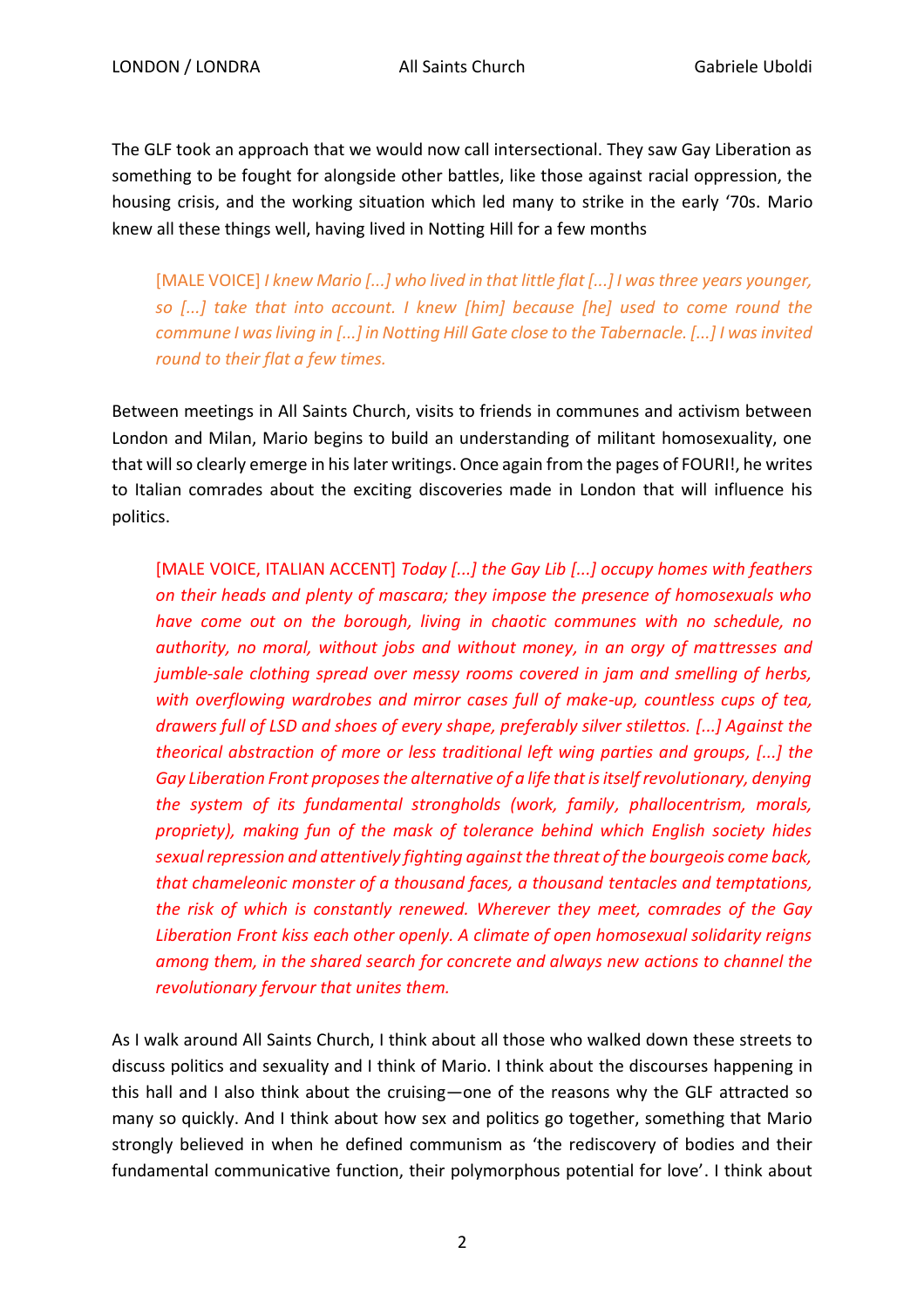The GLF took an approach that we would now call intersectional. They saw Gay Liberation as something to be fought for alongside other battles, like those against racial oppression, the housing crisis, and the working situation which led many to strike in the early '70s. Mario knew all these things well, having lived in Notting Hill for a few months

> [MALE VOICE] *I knew Mario [...] who lived in that little flat [...] I was three years younger, so [...] take that into account. I knew [him] because [he] used to come round the commune I was living in [...] in Notting Hill Gate close to the Tabernacle. [...] I was invited round to their flat a few times.*

Between meetings in All Saints Church, visits to friends in communes and activism between London and Milan, Mario begins to build an understanding of militant homosexuality, one that will so clearly emerge in his later writings. Once again from the pages of FOURI!, he writes to Italian comrades about the exciting discoveries made in London that will influence his politics.

> [MALE VOICE, ITALIAN ACCENT] *Today [...] the Gay Lib [...] occupy homes with feathers on their heads and plenty of mascara; they impose the presence of homosexuals who have come out on the borough, living in chaotic communes with no schedule, no authority, no moral, without jobs and without money, in an orgy of mattresses and jumble-sale clothing spread over messy rooms covered in jam and smelling of herbs, with overflowing wardrobes and mirror cases full of make-up, countless cups of tea, drawers full of LSD and shoes of every shape, preferably silver stilettos. [...] Against the theorical abstraction of more or less traditional left wing parties and groups, [...] the Gay Liberation Front proposes the alternative of a life that is itself revolutionary, denying the system of its fundamental strongholds (work, family, phallocentrism, morals, propriety), making fun of the mask of tolerance behind which English society hides sexual repression and attentively fighting against the threat of the bourgeois come back, that chameleonic monster of a thousand faces, a thousand tentacles and temptations, the risk of which is constantly renewed. Wherever they meet, comrades of the Gay Liberation Front kiss each other openly. A climate of open homosexual solidarity reigns among them, in the shared search for concrete and always new actions to channel the revolutionary fervour that unites them.*

As I walk around All Saints Church, I think about all those who walked down these streets to discuss politics and sexuality and I think of Mario. I think about the discourses happening in this hall and I also think about the cruising—one of the reasons why the GLF attracted so many so quickly. And I think about how sex and politics go together, something that Mario strongly believed in when he defined communism as 'the rediscovery of bodies and their fundamental communicative function, their polymorphous potential for love'. I think about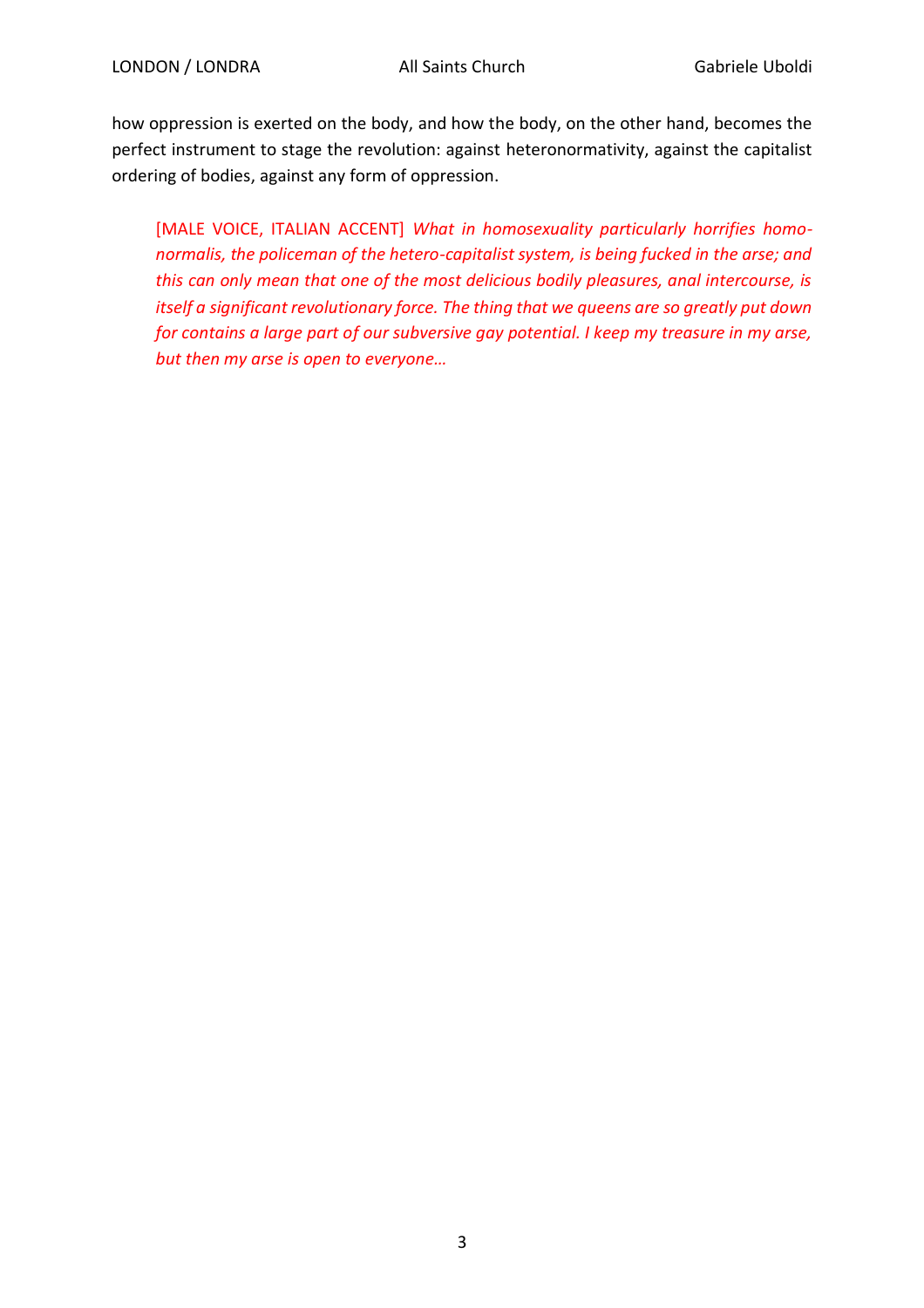how oppression is exerted on the body, and how the body, on the other hand, becomes the perfect instrument to stage the revolution: against heteronormativity, against the capitalist ordering of bodies, against any form of oppression.

> [MALE VOICE, ITALIAN ACCENT] *What in homosexuality particularly horrifies homo-normalis, the policeman of the hetero-capitalist system, is being fucked in the arse; and this can only mean that one of the most delicious bodily pleasures, anal intercourse, is itself a significant revolutionary force. The thing that we queens are so greatly put down for contains a large part of our subversive gay potential. I keep my treasure in my arse, but then my arse is open to everyone…*